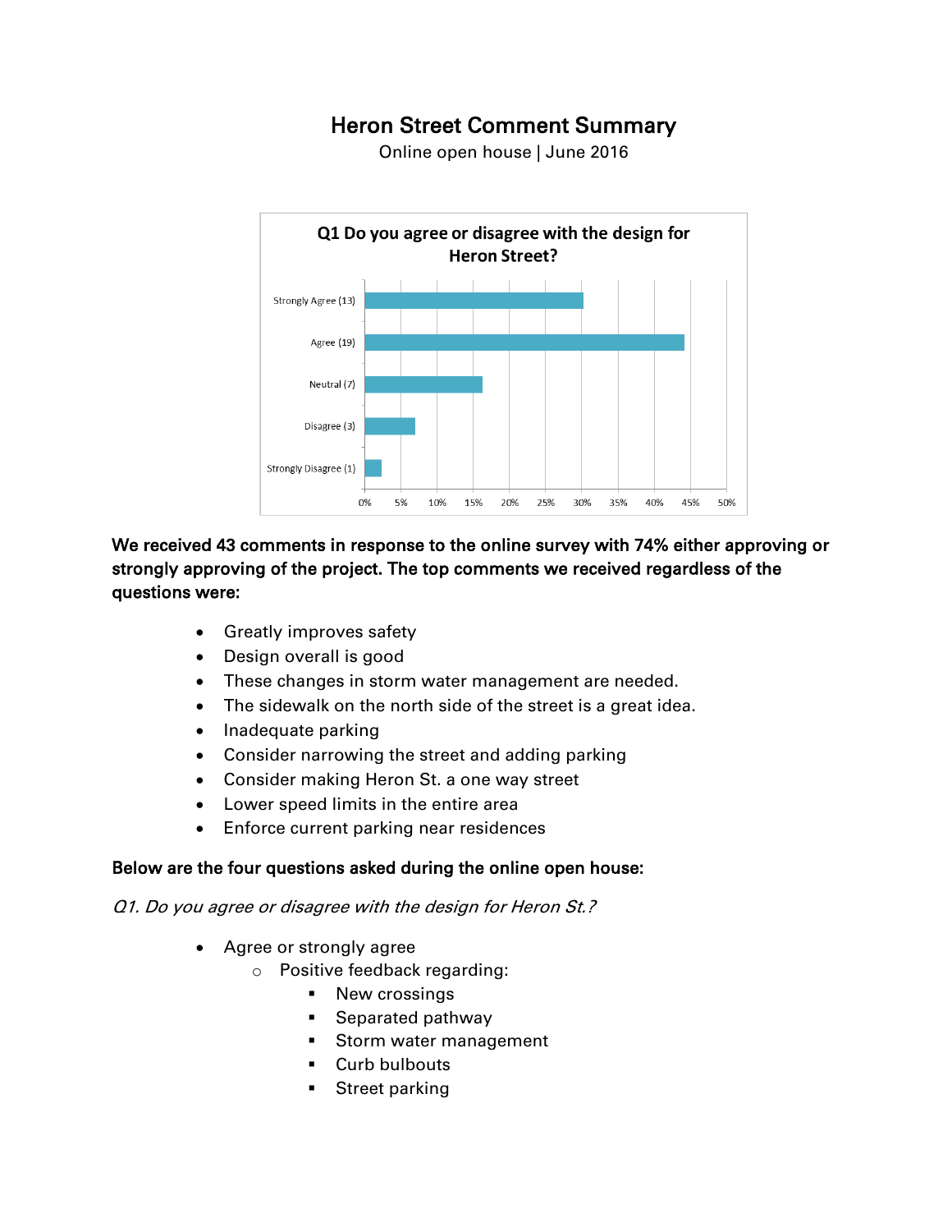# Heron Street Comment Summary

Online open house | June 2016

**Q1 Do you agree or disagree with the design for Heron Street?**

| Response | Count |
| --- | --- |
| Strongly Agree | 13 |
| Agree | 19 |
| Neutral | 7 |
| Disagree | 3 |
| Strongly Disagree | 1 |

**We received 43 comments in response to the online survey with 74% either approving or strongly approving of the project. The top comments we received regardless of the questions were:**

- Greatly improves safety
- Design overall is good
- These changes in storm water management are needed.
- The sidewalk on the north side of the street is a great idea.
- Inadequate parking
- Consider narrowing the street and adding parking
- Consider making Heron St. a one way street
- Lower speed limits in the entire area
- Enforce current parking near residences

**Below are the four questions asked during the online open house:**

*Q1. Do you agree or disagree with the design for Heron St.?*

- Agree or strongly agree
  - Positive feedback regarding:
    - New crossings
    - Separated pathway
    - Storm water management
    - Curb bulbouts
    - Street parking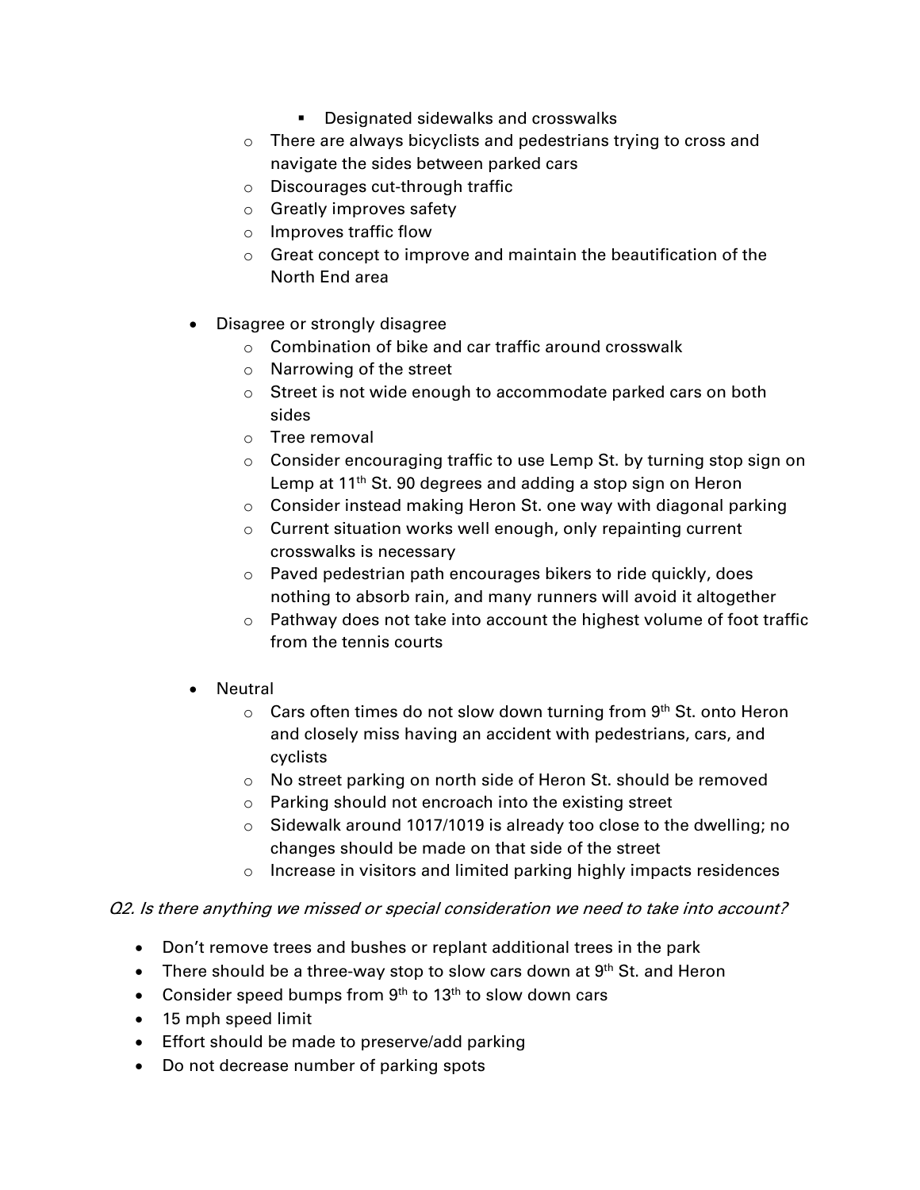- Designated sidewalks and crosswalks
    - There are always bicyclists and pedestrians trying to cross and navigate the sides between parked cars
    - Discourages cut-through traffic
    - Greatly improves safety
    - Improves traffic flow
    - Great concept to improve and maintain the beautification of the North End area

- Disagree or strongly disagree
    - Combination of bike and car traffic around crosswalk
    - Narrowing of the street
    - Street is not wide enough to accommodate parked cars on both sides
    - Tree removal
    - Consider encouraging traffic to use Lemp St. by turning stop sign on Lemp at 11th St. 90 degrees and adding a stop sign on Heron
    - Consider instead making Heron St. one way with diagonal parking
    - Current situation works well enough, only repainting current crosswalks is necessary
    - Paved pedestrian path encourages bikers to ride quickly, does nothing to absorb rain, and many runners will avoid it altogether
    - Pathway does not take into account the highest volume of foot traffic from the tennis courts

- Neutral
    - Cars often times do not slow down turning from 9th St. onto Heron and closely miss having an accident with pedestrians, cars, and cyclists
    - No street parking on north side of Heron St. should be removed
    - Parking should not encroach into the existing street
    - Sidewalk around 1017/1019 is already too close to the dwelling; no changes should be made on that side of the street
    - Increase in visitors and limited parking highly impacts residences

*Q2. Is there anything we missed or special consideration we need to take into account?*

- Don't remove trees and bushes or replant additional trees in the park
- There should be a three-way stop to slow cars down at 9th St. and Heron
- Consider speed bumps from 9th to 13th to slow down cars
- 15 mph speed limit
- Effort should be made to preserve/add parking
- Do not decrease number of parking spots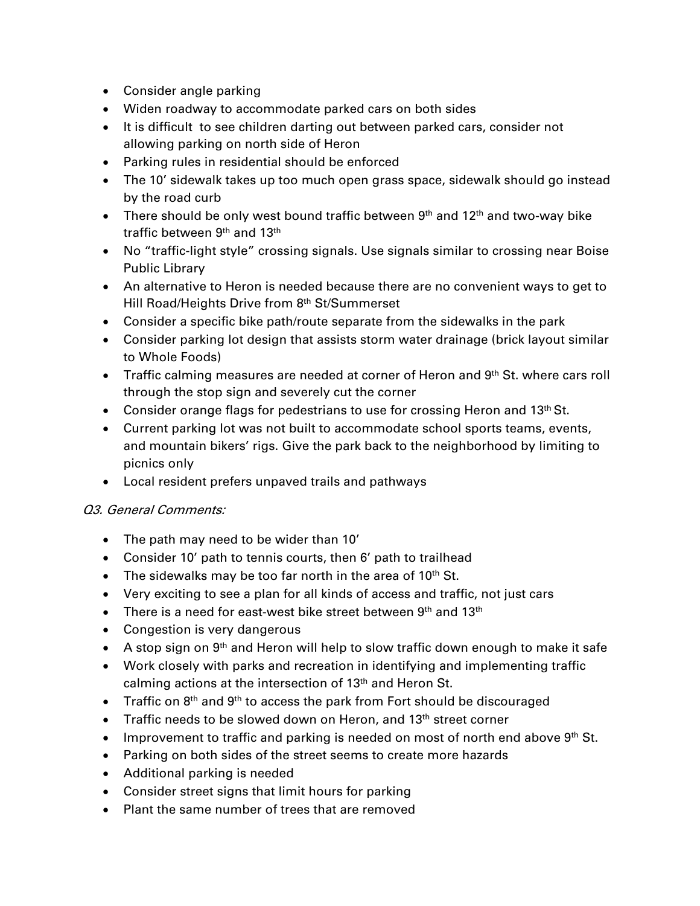- Consider angle parking
- Widen roadway to accommodate parked cars on both sides
- It is difficult  to see children darting out between parked cars, consider not allowing parking on north side of Heron
- Parking rules in residential should be enforced
- The 10' sidewalk takes up too much open grass space, sidewalk should go instead by the road curb
- There should be only west bound traffic between 9th and 12th and two-way bike traffic between 9th and 13th
- No "traffic-light style" crossing signals. Use signals similar to crossing near Boise Public Library
- An alternative to Heron is needed because there are no convenient ways to get to Hill Road/Heights Drive from 8th St/Summerset
- Consider a specific bike path/route separate from the sidewalks in the park
- Consider parking lot design that assists storm water drainage (brick layout similar to Whole Foods)
- Traffic calming measures are needed at corner of Heron and 9th St. where cars roll through the stop sign and severely cut the corner
- Consider orange flags for pedestrians to use for crossing Heron and 13th St.
- Current parking lot was not built to accommodate school sports teams, events, and mountain bikers' rigs. Give the park back to the neighborhood by limiting to picnics only
- Local resident prefers unpaved trails and pathways

*Q3. General Comments:*

- The path may need to be wider than 10'
- Consider 10' path to tennis courts, then 6' path to trailhead
- The sidewalks may be too far north in the area of 10th St.
- Very exciting to see a plan for all kinds of access and traffic, not just cars
- There is a need for east-west bike street between 9th and 13th
- Congestion is very dangerous
- A stop sign on 9th and Heron will help to slow traffic down enough to make it safe
- Work closely with parks and recreation in identifying and implementing traffic calming actions at the intersection of 13th and Heron St.
- Traffic on 8th and 9th to access the park from Fort should be discouraged
- Traffic needs to be slowed down on Heron, and 13th street corner
- Improvement to traffic and parking is needed on most of north end above 9th St.
- Parking on both sides of the street seems to create more hazards
- Additional parking is needed
- Consider street signs that limit hours for parking
- Plant the same number of trees that are removed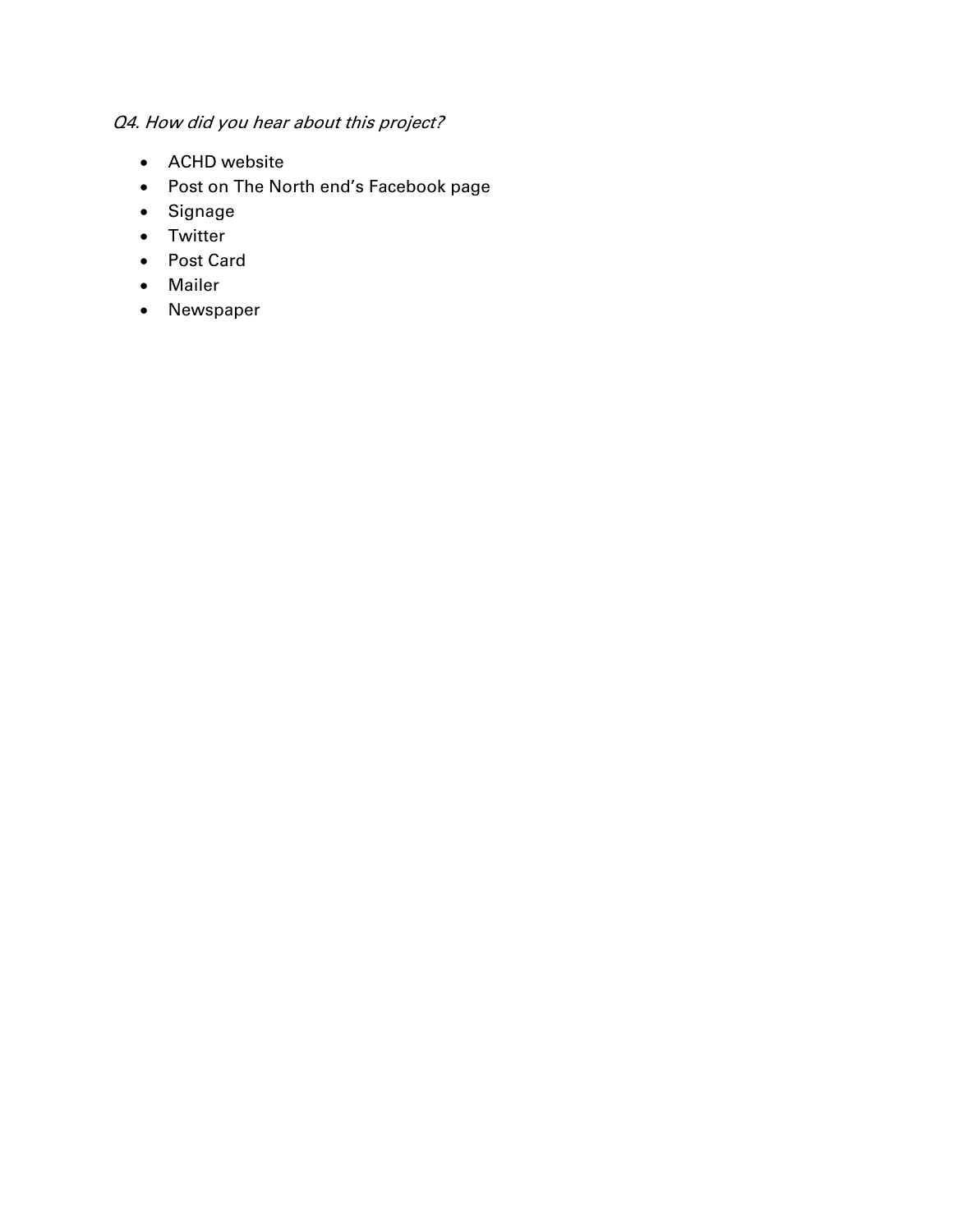*Q4. How did you hear about this project?*

- ACHD website
- Post on The North end's Facebook page
- Signage
- Twitter
- Post Card
- Mailer
- Newspaper